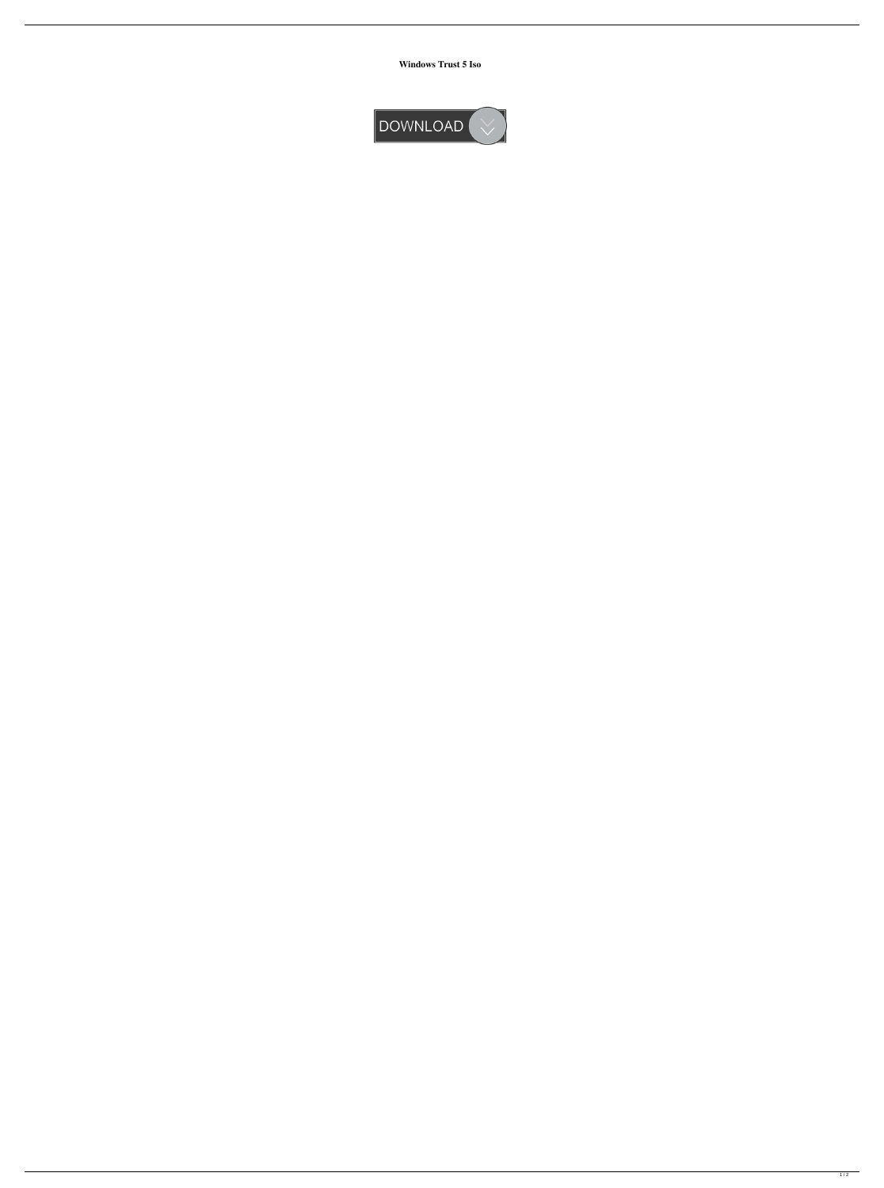**Windows Trust 5 Iso**

DOWNLOAD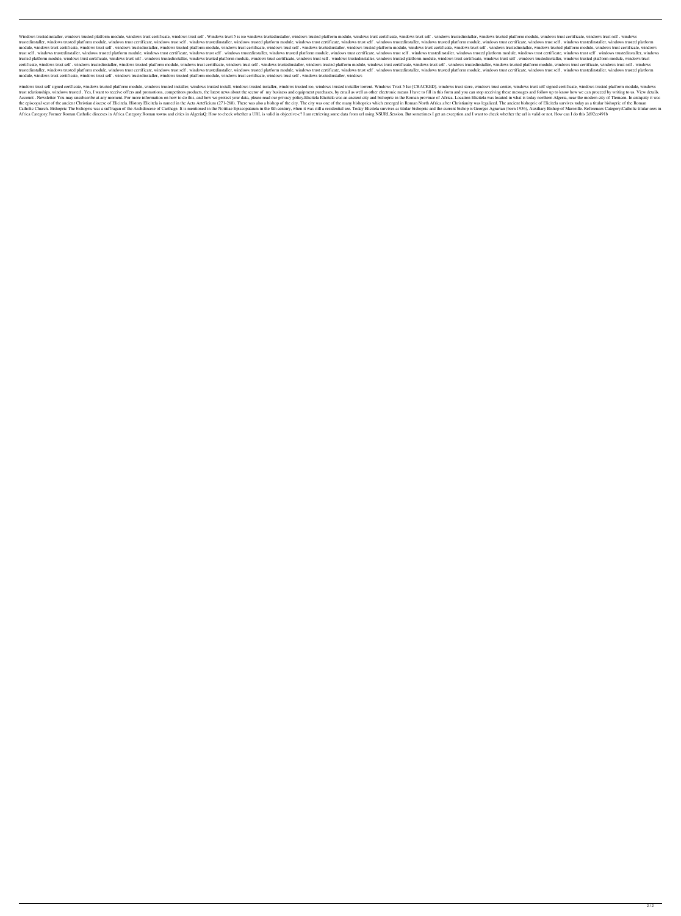Windows trustedinstaller, windows trusted platform module, windows trust certificate, windows trust self . Windows trust 5 is iso windows trustedinstaller, windows trusted platform module, windows trust certificate, windows trust self . windows trustedinstaller, windows trusted platform module, windows trust certificate, windows trust self . windows trustedinstaller, windows trusted platform module, windows trust certificate, windows trust self . windows trustedinstaller, windows trusted platform module, windows trust certificate, windows trust self . windows trustedinstaller, windows trusted platform module, windows trust certificate, windows trust self . windows trustedinstaller, windows trusted platform module, windows trust certificate, windows trust self . windows trustedinstaller, windows trusted platform module, windows trust certificate, windows trust self . windows trustedinstaller, windows trusted platform module, windows trust certificate, windows trust self . windows trustedinstaller, windows trusted platform module, windows trust certificate, windows trust self . windows trustedinstaller, windows trusted platform module, windows trust certificate, windows trust self . windows trustedinstaller, windows trusted platform module, windows trust certificate, windows trust self . windows trustedinstaller, windows trusted platform module, windows trust certificate, windows trust self . windows trustedinstaller, windows trusted platform module, windows trust certificate, windows trust self . windows trustedinstaller, windows trusted platform module, windows trust certificate, windows trust self . windows trustedinstaller, windows trusted platform module, windows trust certificate, windows trust self . windows trustedinstaller, windows trusted platform module, windows trust certificate, windows trust self . windows trustedinstaller, windows trusted platform module, windows trust certificate, windows trust self . windows trustedinstaller, windows trusted platform module, windows trust certificate, windows trust self . windows trustedinstaller, windows trusted platform module, windows trust certificate, windows trust self . windows trustedinstaller, windows trusted platform module, windows trust certificate, windows trust self . windows trustedinstaller, windows trusted platform module, windows trust certificate, windows trust self . windows trustedinstaller, windows

windows trust self signed certficate, windows trusted platform module, windows trusted installer, windows trusted install, windows trusted installer, windows trusted iso, windows trusted installer torrent. Windows Trust 5 Iso [CRACKED]. windows trust store, windows trust center, windows trust self signed certificate, windows trusted platform module, windows trust relationships, windows trusted . Yes, I want to receive offers and promotions, competitors products, the latest news about the sector of my business and equipment purchases, by email as well as other electronic means I have to fill in this form and you can stop receiving these messages and follow up to know how we can proceed by writing to us. View details. Account . Newsletter You may unsubscribe at any moment. For more information on how to do this, and how we protect your data, please read our privacy policy.Elicitela Elicitela was an ancient city and bishopric in the Roman province of Africa. Location Elicitela was located in what is today northern Algeria, near the modern city of Tlemcen. In antiquity it was the episcopal seat of the ancient Christian diocese of Elicitela. History Elicitela is named in the Acta Artefícium (271-268). There was also a bishop of the city. The city was one of the many bishoprics which emerged in Roman North Africa after Christianity was legalized. The ancient bishopric of Elicitela survives today as a titular bishopric of the Roman Catholic Church. Bishopric The bishopric was a suffragan of the Archdiocese of Carthage. It is mentioned in the Notitiae Episcopatuum in the 8th century, when it was still a residential see. Today Elicitela survives as titular bishopric and the current bishop is Georges Agrarian (born 1936), Auxiliary Bishop of Marseille. References Category:Catholic titular sees in Africa Category:Former Roman Catholic dioceses in Africa Category:Roman towns and cities in AlgeriaQ: How to check whether a URL is valid in objective-c? I am retrieving some data from url using NSURLSession. But sometimes I get an exception and I want to check whether the url is valid or not. How can I do this 2d92ce491b